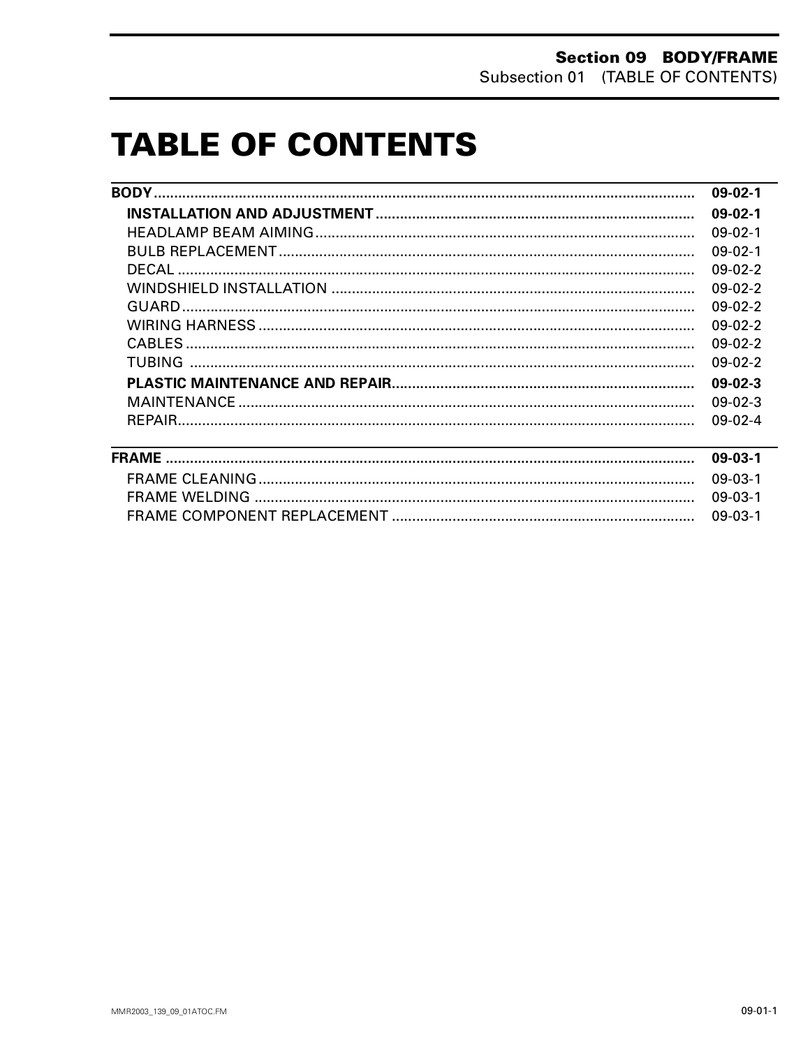# TABLE OF CONTENTS

| | |
|---|---|
| **BODY** | **09-02-1** |
| **INSTALLATION AND ADJUSTMENT** | **09-02-1** |
| HEADLAMP BEAM AIMING | 09-02-1 |
| BULB REPLACEMENT | 09-02-1 |
| DECAL | 09-02-2 |
| WINDSHIELD INSTALLATION | 09-02-2 |
| GUARD | 09-02-2 |
| WIRING HARNESS | 09-02-2 |
| CABLES | 09-02-2 |
| TUBING | 09-02-2 |
| **PLASTIC MAINTENANCE AND REPAIR** | **09-02-3** |
| MAINTENANCE | 09-02-3 |
| REPAIR | 09-02-4 |
| **FRAME** | **09-03-1** |
| FRAME CLEANING | 09-03-1 |
| FRAME WELDING | 09-03-1 |
| FRAME COMPONENT REPLACEMENT | 09-03-1 |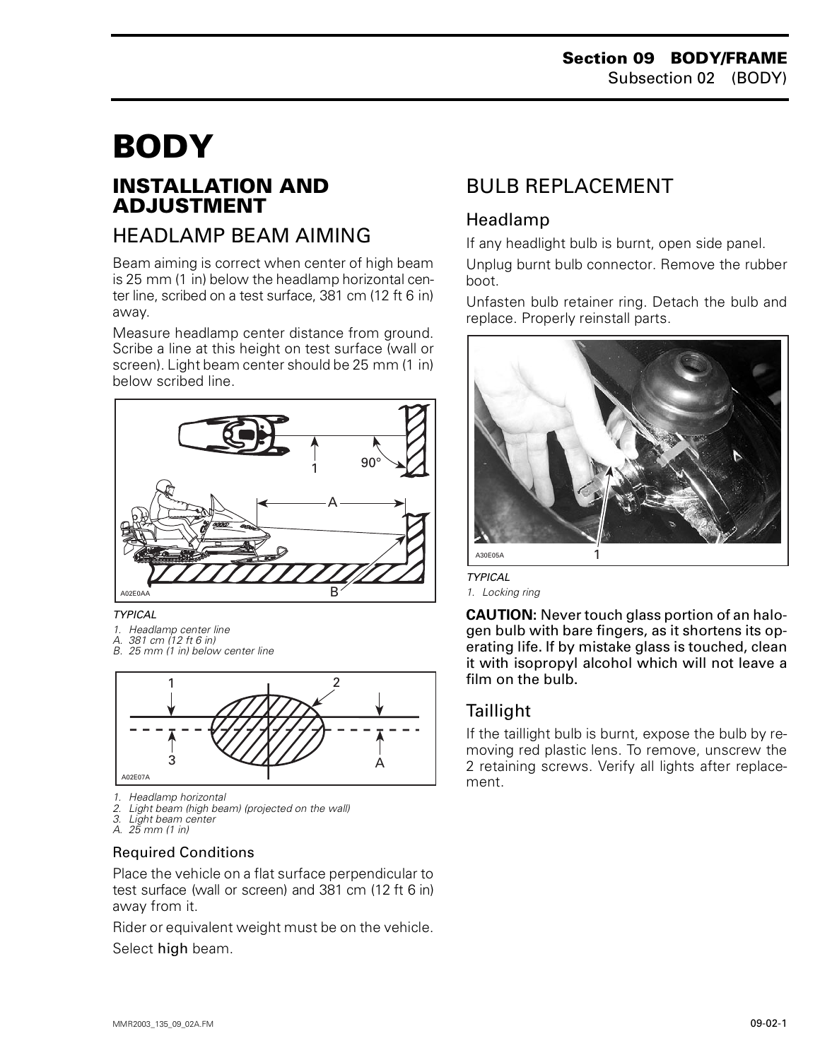# BODY

## INSTALLATION AND ADJUSTMENT

### HEADLAMP BEAM AIMING

Beam aiming is correct when center of high beam is 25 mm (1 in) below the headlamp horizontal center line, scribed on a test surface, 381 cm (12 ft 6 in) away.

Measure headlamp center distance from ground. Scribe a line at this height on test surface (wall or screen). Light beam center should be 25 mm (1 in) below scribed line.

*TYPICAL*

*1. Headlamp center line*
*A. 381 cm (12 ft 6 in)*
*B. 25 mm (1 in) below center line*

*1. Headlamp horizontal*
*2. Light beam (high beam) (projected on the wall)*
*3. Light beam center*
*A. 25 mm (1 in)*

#### Required Conditions

Place the vehicle on a flat surface perpendicular to test surface (wall or screen) and 381 cm (12 ft 6 in) away from it.

Rider or equivalent weight must be on the vehicle.

Select **high** beam.

### BULB REPLACEMENT

#### Headlamp

If any headlight bulb is burnt, open side panel.

Unplug burnt bulb connector. Remove the rubber boot.

Unfasten bulb retainer ring. Detach the bulb and replace. Properly reinstall parts.

*TYPICAL*

*1. Locking ring*

**CAUTION: Never touch glass portion of an halogen bulb with bare fingers, as it shortens its operating life. If by mistake glass is touched, clean it with isopropyl alcohol which will not leave a film on the bulb.**

#### Taillight

If the taillight bulb is burnt, expose the bulb by removing red plastic lens. To remove, unscrew the 2 retaining screws. Verify all lights after replacement.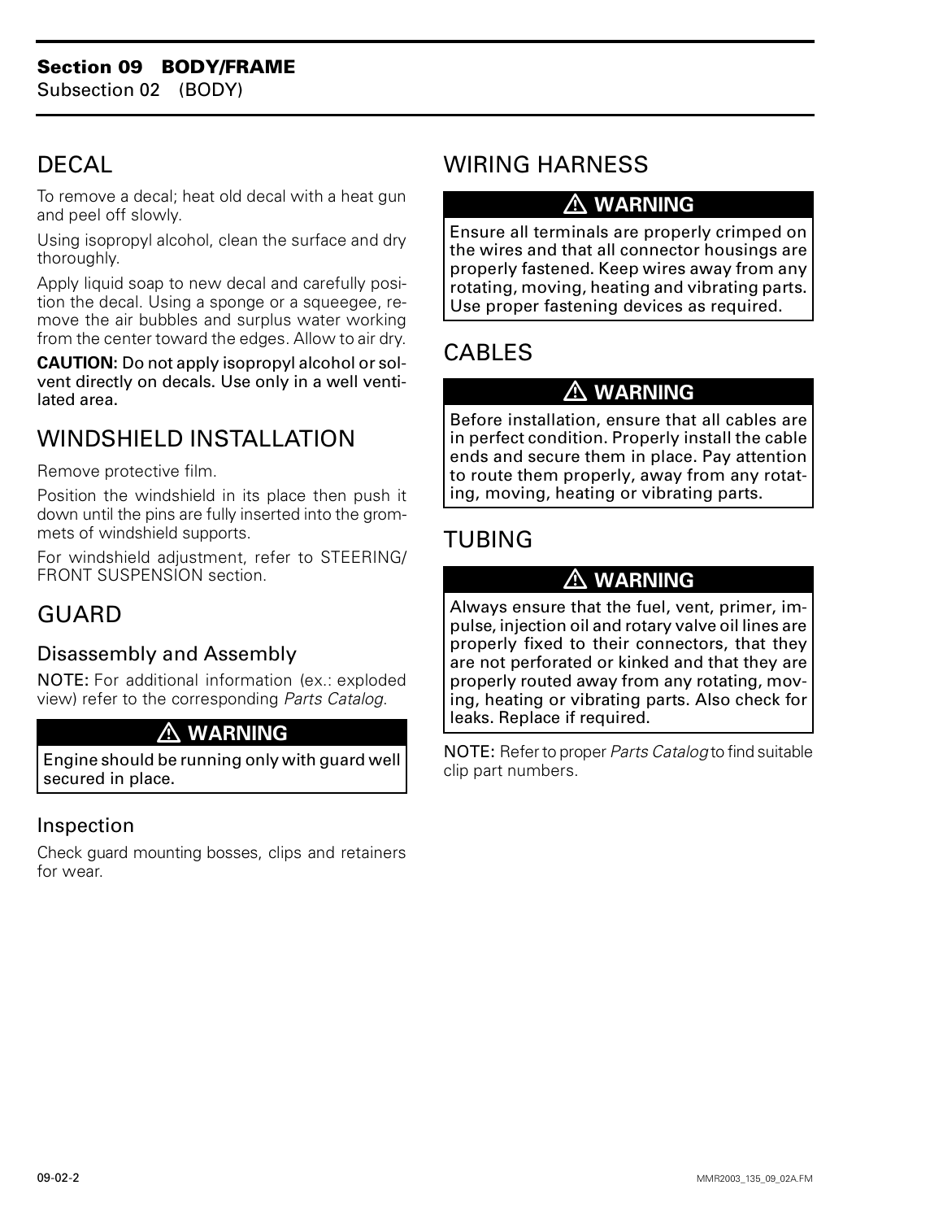## DECAL

To remove a decal; heat old decal with a heat gun and peel off slowly.

Using isopropyl alcohol, clean the surface and dry thoroughly.

Apply liquid soap to new decal and carefully position the decal. Using a sponge or a squeegee, remove the air bubbles and surplus water working from the center toward the edges. Allow to air dry.

**CAUTION:** **Do not apply isopropyl alcohol or solvent directly on decals. Use only in a well ventilated area.**

## WINDSHIELD INSTALLATION

Remove protective film.

Position the windshield in its place then push it down until the pins are fully inserted into the grommets of windshield supports.

For windshield adjustment, refer to STEERING/ FRONT SUSPENSION section.

## GUARD

### Disassembly and Assembly

**NOTE:** For additional information (ex.: exploded view) refer to the corresponding *Parts Catalog*.

> **⚠ WARNING**
>
> **Engine should be running only with guard well secured in place.**

### Inspection

Check guard mounting bosses, clips and retainers for wear.

## WIRING HARNESS

> **⚠ WARNING**
>
> **Ensure all terminals are properly crimped on the wires and that all connector housings are properly fastened. Keep wires away from any rotating, moving, heating and vibrating parts. Use proper fastening devices as required.**

## CABLES

> **⚠ WARNING**
>
> **Before installation, ensure that all cables are in perfect condition. Properly install the cable ends and secure them in place. Pay attention to route them properly, away from any rotating, moving, heating or vibrating parts.**

## TUBING

> **⚠ WARNING**
>
> **Always ensure that the fuel, vent, primer, impulse, injection oil and rotary valve oil lines are properly fixed to their connectors, that they are not perforated or kinked and that they are properly routed away from any rotating, moving, heating or vibrating parts. Also check for leaks. Replace if required.**

**NOTE:** Refer to proper *Parts Catalog* to find suitable clip part numbers.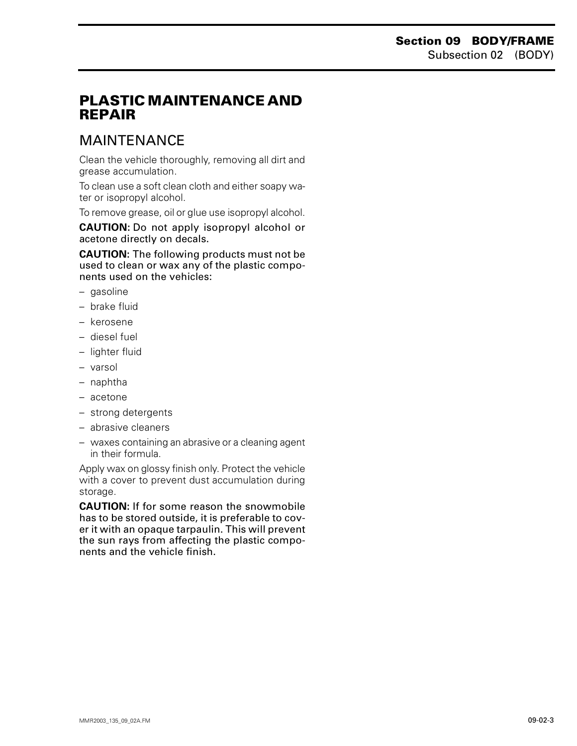# PLASTIC MAINTENANCE AND REPAIR

## MAINTENANCE

Clean the vehicle thoroughly, removing all dirt and grease accumulation.

To clean use a soft clean cloth and either soapy water or isopropyl alcohol.

To remove grease, oil or glue use isopropyl alcohol.

**CAUTION:** Do not apply isopropyl alcohol or acetone directly on decals.

**CAUTION:** The following products must not be used to clean or wax any of the plastic components used on the vehicles:

- gasoline
- brake fluid
- kerosene
- diesel fuel
- lighter fluid
- varsol
- naphtha
- acetone
- strong detergents
- abrasive cleaners
- waxes containing an abrasive or a cleaning agent in their formula.

Apply wax on glossy finish only. Protect the vehicle with a cover to prevent dust accumulation during storage.

**CAUTION:** If for some reason the snowmobile has to be stored outside, it is preferable to cover it with an opaque tarpaulin. This will prevent the sun rays from affecting the plastic components and the vehicle finish.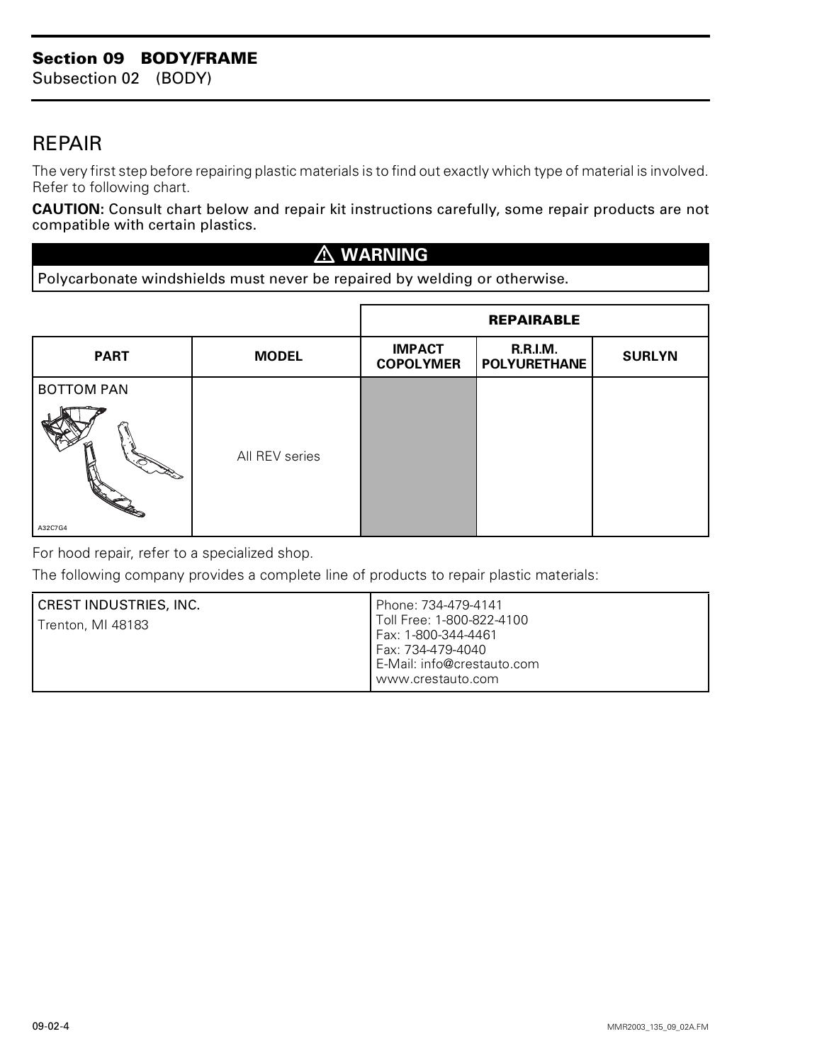## REPAIR

The very first step before repairing plastic materials is to find out exactly which type of material is involved. Refer to following chart.

**CAUTION:** Consult chart below and repair kit instructions carefully, some repair products are not compatible with certain plastics.

> ⚠ **WARNING**
>
> Polycarbonate windshields must never be repaired by welding or otherwise.

| | | REPAIRABLE | | |
|---|---|---|---|---|
| **PART** | **MODEL** | **IMPACT COPOLYMER** | **R.R.I.M. POLYURETHANE** | **SURLYN** |
| BOTTOM PAN<br>A32C7G4 | All REV series | (shaded) | | |

For hood repair, refer to a specialized shop.

The following company provides a complete line of products to repair plastic materials:

| CREST INDUSTRIES, INC.<br>Trenton, MI 48183 | Phone: 734-479-4141<br>Toll Free: 1-800-822-4100<br>Fax: 1-800-344-4461<br>Fax: 734-479-4040<br>E-Mail: info@crestauto.com<br>www.crestauto.com |
|---|---|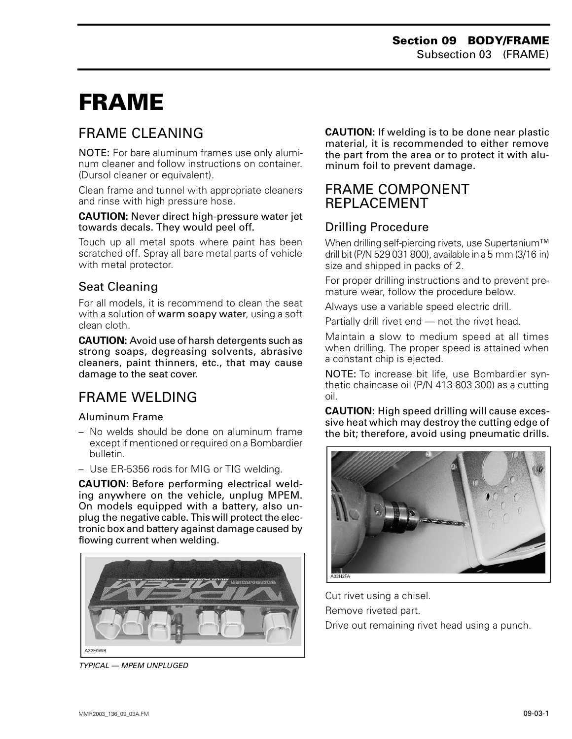# FRAME

## FRAME CLEANING

NOTE: For bare aluminum frames use only aluminum cleaner and follow instructions on container. (Dursol cleaner or equivalent).

Clean frame and tunnel with appropriate cleaners and rinse with high pressure hose.

**CAUTION: Never direct high-pressure water jet towards decals. They would peel off.**

Touch up all metal spots where paint has been scratched off. Spray all bare metal parts of vehicle with metal protector.

### Seat Cleaning

For all models, it is recommend to clean the seat with a solution of warm soapy water, using a soft clean cloth.

**CAUTION: Avoid use of harsh detergents such as strong soaps, degreasing solvents, abrasive cleaners, paint thinners, etc., that may cause damage to the seat cover.**

## FRAME WELDING

#### Aluminum Frame

- No welds should be done on aluminum frame except if mentioned or required on a Bombardier bulletin.
- Use ER-5356 rods for MIG or TIG welding.

**CAUTION: Before performing electrical welding anywhere on the vehicle, unplug MPEM. On models equipped with a battery, also unplug the negative cable. This will protect the electronic box and battery against damage caused by flowing current when welding.**

A32E0WB

*TYPICAL — MPEM UNPLUGED*

**CAUTION: If welding is to be done near plastic material, it is recommended to either remove the part from the area or to protect it with aluminum foil to prevent damage.**

## FRAME COMPONENT REPLACEMENT

### Drilling Procedure

When drilling self-piercing rivets, use Supertanium™ drill bit (P/N 529 031 800), available in a 5 mm (3/16 in) size and shipped in packs of 2.

For proper drilling instructions and to prevent premature wear, follow the procedure below.

Always use a variable speed electric drill.

Partially drill rivet end — not the rivet head.

Maintain a slow to medium speed at all times when drilling. The proper speed is attained when a constant chip is ejected.

NOTE: To increase bit life, use Bombardier synthetic chaincase oil (P/N 413 803 300) as a cutting oil.

**CAUTION: High speed drilling will cause excessive heat which may destroy the cutting edge of the bit; therefore, avoid using pneumatic drills.**

A03H2FA

Cut rivet using a chisel.

Remove riveted part.

Drive out remaining rivet head using a punch.